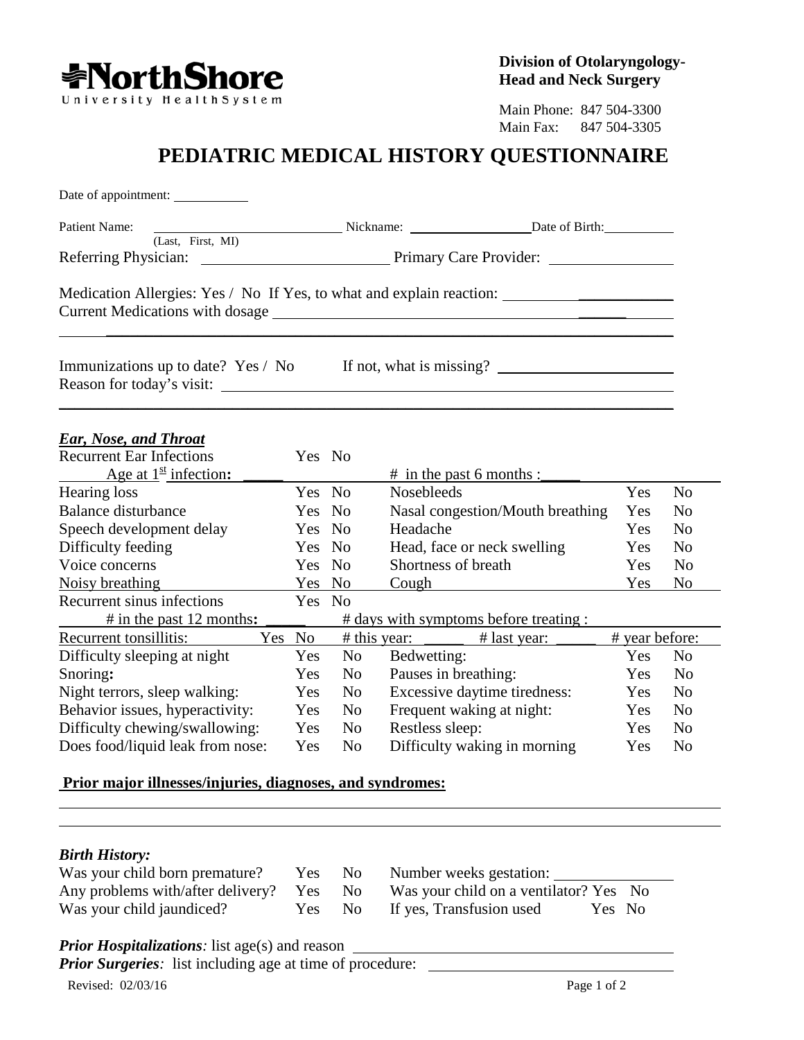NorthShore University HealthSystem

**Division of Otolaryngology-Head and Neck Surgery**

Main Phone: 847 504-3300
Main Fax: 847 504-3305

# PEDIATRIC MEDICAL HISTORY QUESTIONNAIRE

Date of appointment: ___________

Patient Name: ___________________________ Nickname: _________________ Date of Birth: __________
(Last, First, MI)

Referring Physician: ________________________ Primary Care Provider: ________________

Medication Allergies: Yes / No If Yes, to what and explain reaction: ______________________

Current Medications with dosage ____________________________________________________

_______________________________________________________________________________

Immunizations up to date? Yes / No If not, what is missing? ______________________

Reason for today's visit: _______________________________________________________

_______________________________________________________________________________

***Ear, Nose, and Throat***

| | | | | | |
|---|---|---|---|---|---|
| Recurrent Ear Infections | Yes | No | | | |
| Age at 1st infection: _____ | | | # in the past 6 months : _____ | | |
| Hearing loss | Yes | No | Nosebleeds | Yes | No |
| Balance disturbance | Yes | No | Nasal congestion/Mouth breathing | Yes | No |
| Speech development delay | Yes | No | Headache | Yes | No |
| Difficulty feeding | Yes | No | Head, face or neck swelling | Yes | No |
| Voice concerns | Yes | No | Shortness of breath | Yes | No |
| Noisy breathing | Yes | No | Cough | Yes | No |
| Recurrent sinus infections | Yes | No | | | |
| # in the past 12 months: _____ | | | # days with symptoms before treating : | | |
| Recurrent tonsillitis: | Yes | No | # this year: _____ # last year: _____ | # year before: | |
| Difficulty sleeping at night | Yes | No | Bedwetting: | Yes | No |
| Snoring: | Yes | No | Pauses in breathing: | Yes | No |
| Night terrors, sleep walking: | Yes | No | Excessive daytime tiredness: | Yes | No |
| Behavior issues, hyperactivity: | Yes | No | Frequent waking at night: | Yes | No |
| Difficulty chewing/swallowing: | Yes | No | Restless sleep: | Yes | No |
| Does food/liquid leak from nose: | Yes | No | Difficulty waking in morning | Yes | No |

**Prior major illnesses/injuries, diagnoses, and syndromes:**

_______________________________________________________________________________

_______________________________________________________________________________

***Birth History:***

| | | | | | |
|---|---|---|---|---|---|
| Was your child born premature? | Yes | No | Number weeks gestation: _______________ | | |
| Any problems with/after delivery? | Yes | No | Was your child on a ventilator? | Yes | No |
| Was your child jaundiced? | Yes | No | If yes, Transfusion used | Yes | No |

***Prior Hospitalizations****:* list age(s) and reason ________________________________________

***Prior Surgeries****:* list including age at time of procedure: ______________________________

Revised: 02/03/16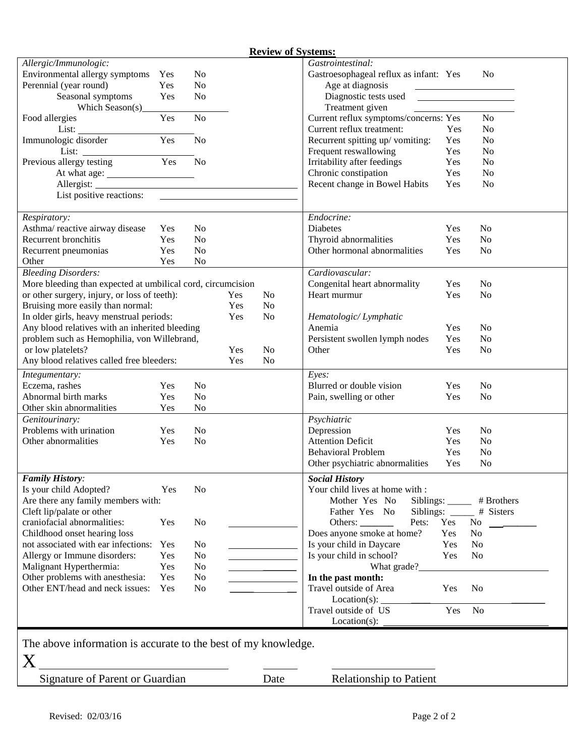## Review of Systems:

*Allergic/Immunologic:*

Environmental allergy symptoms Yes No

Perennial (year round) Yes No

Seasonal symptoms Yes No

Which Season(s)\_\_\_\_\_\_\_\_\_\_\_\_\_\_\_\_\_\_

Food allergies Yes No

List: \_\_\_\_\_\_\_\_\_\_\_\_\_\_\_\_\_\_\_\_\_\_\_\_

Immunologic disorder Yes No

List: \_\_\_\_\_\_\_\_\_\_\_\_\_\_\_\_\_\_\_\_\_\_\_\_

Previous allergy testing Yes No

At what age: \_\_\_\_\_\_\_\_\_\_\_\_\_\_\_\_\_\_

Allergist: \_\_\_\_\_\_\_\_\_\_\_\_\_\_\_\_\_\_\_\_\_\_\_\_\_\_\_\_\_\_\_\_\_\_\_\_\_\_\_\_

List positive reactions: \_\_\_\_\_\_\_\_\_\_\_\_\_\_\_\_\_\_\_\_\_\_\_\_\_\_\_\_

*Gastrointestinal:*

Gastroesophageal reflux as infant: Yes No

Age at diagnosis \_\_\_\_\_\_\_\_\_\_\_\_\_\_\_\_\_\_\_\_

Diagnostic tests used \_\_\_\_\_\_\_\_\_\_\_\_\_\_\_\_\_\_\_\_

Treatment given \_\_\_\_\_\_\_\_\_\_\_\_\_\_\_\_\_\_\_\_

Current reflux symptoms/concerns: Yes No

Current reflux treatment: Yes No

Recurrent spitting up/ vomiting: Yes No

Frequent reswallowing Yes No

Irritability after feedings Yes No

Chronic constipation Yes No

Recent change in Bowel Habits Yes No

*Respiratory:*

Asthma/ reactive airway disease Yes No

Recurrent bronchitis Yes No

Recurrent pneumonias Yes No

Other Yes No

*Endocrine:*

Diabetes Yes No

Thyroid abnormalities Yes No

Other hormonal abnormalities Yes No

*Bleeding Disorders:*

More bleeding than expected at umbilical cord, circumcision or other surgery, injury, or loss of teeth): Yes No

Bruising more easily than normal: Yes No

In older girls, heavy menstrual periods: Yes No

Any blood relatives with an inherited bleeding problem such as Hemophilia, von Willebrand, or low platelets? Yes No

Any blood relatives called free bleeders: Yes No

*Cardiovascular:*

Congenital heart abnormality Yes No

Heart murmur Yes No

*Hematologic/ Lymphatic*

Anemia Yes No

Persistent swollen lymph nodes Yes No

Other Yes No

*Integumentary:*

Eczema, rashes Yes No

Abnormal birth marks Yes No

Other skin abnormalities Yes No

*Eyes:*

Blurred or double vision Yes No

Pain, swelling or other Yes No

*Genitourinary:*

Problems with urination Yes No

Other abnormalities Yes No

*Psychiatric*

Depression Yes No

Attention Deficit Yes No

Behavioral Problem Yes No

Other psychiatric abnormalities Yes No

***Family History:***

Is your child Adopted? Yes No

Are there any family members with:

Cleft lip/palate or other craniofacial abnormalities: Yes No \_\_\_\_\_\_\_\_\_\_\_\_\_\_

Childhood onset hearing loss not associated with ear infections: Yes No \_\_\_\_\_\_\_\_\_\_\_\_\_\_

Allergy or Immune disorders: Yes No \_\_\_\_\_\_\_\_\_\_\_\_\_\_

Malignant Hyperthermia: Yes No \_\_\_\_\_\_\_\_\_\_\_\_\_\_

Other problems with anesthesia: Yes No \_\_\_\_\_\_\_\_\_\_\_\_\_\_

Other ENT/head and neck issues: Yes No \_\_\_\_\_\_\_\_\_\_\_\_\_\_

***Social History***

Your child lives at home with :

Mother Yes No Siblings: \_\_\_\_\_ # Brothers

Father Yes No Siblings: \_\_\_\_\_ # Sisters

Others: \_\_\_\_\_\_\_ Pets: Yes No \_\_\_\_\_\_\_\_\_\_

Does anyone smoke at home? Yes No

Is your child in Daycare Yes No

Is your child in school? Yes No

What grade?\_\_\_\_\_\_\_\_\_\_\_\_\_\_\_\_\_\_\_\_\_\_\_\_\_\_\_\_

**In the past month:**

Travel outside of Area Yes No

Location(s): \_\_\_\_\_\_\_\_\_\_\_\_\_\_\_\_\_\_\_\_\_\_\_\_\_\_\_\_\_\_\_\_\_\_\_\_

Travel outside of US Yes No

Location(s): \_\_\_\_\_\_\_\_\_\_\_\_\_\_\_\_\_\_\_\_\_\_\_\_\_\_\_\_\_\_\_\_\_\_\_\_

The above information is accurate to the best of my knowledge.

X \_\_\_\_\_\_\_\_\_\_\_\_\_\_\_\_\_\_\_\_\_\_\_\_\_\_\_\_\_\_ \_\_\_\_\_\_\_\_ \_\_\_\_\_\_\_\_\_\_\_\_\_\_\_\_\_\_\_\_

Signature of Parent or Guardian Date Relationship to Patient

Revised: 02/03/16